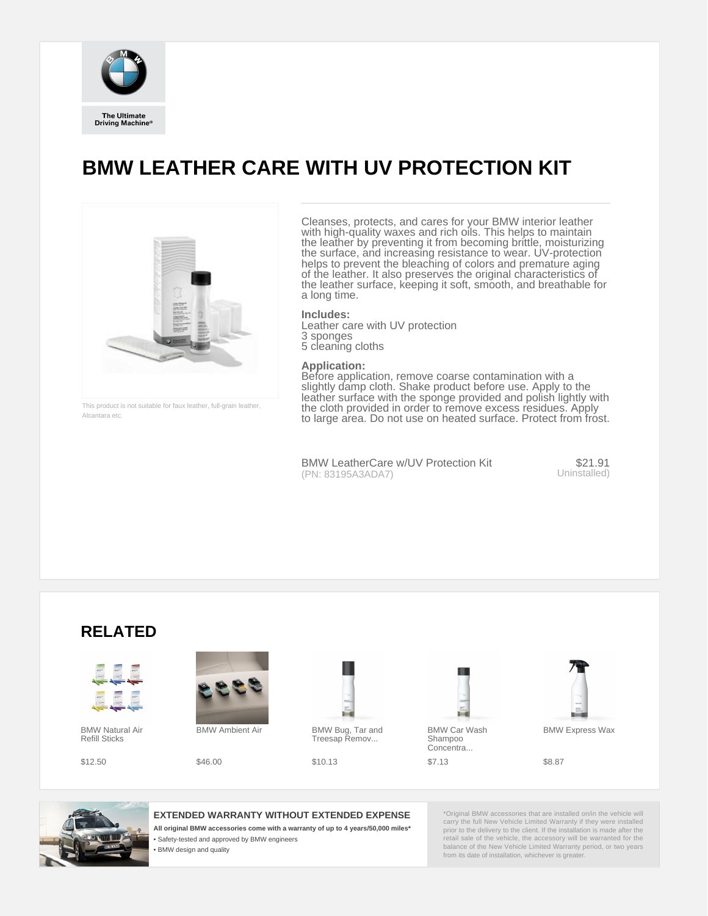The Ultimate Driving Machine®

# BMW LEATHER CARE WITH UV PROTECTION KIT

This product is not suitable for faux leather, full-grain leather, Alcantara etc.

Cleanses, protects, and cares for your BMW interior leather with high-quality waxes and rich oils. This helps to maintain the leather by preventing it from becoming brittle, moisturizing the surface, and increasing resistance to wear. UV-protection helps to prevent the bleaching of colors and premature aging of the leather. It also preserves the original characteristics of the leather surface, keeping it soft, smooth, and breathable for a long time.

**Includes:**
Leather care with UV protection
3 sponges
5 cleaning cloths

**Application:**
Before application, remove coarse contamination with a slightly damp cloth. Shake product before use. Apply to the leather surface with the sponge provided and polish lightly with the cloth provided in order to remove excess residues. Apply to large area. Do not use on heated surface. Protect from frost.

| | |
|---|---|
| BMW LeatherCare w/UV Protection Kit (PN: 83195A3ADA7) | $21.91 Uninstalled) |

## RELATED

| BMW Natural Air Refill Sticks | BMW Ambient Air | BMW Bug, Tar and Treesap Remov... | BMW Car Wash Shampoo Concentra... | BMW Express Wax |
|---|---|---|---|---|
| $12.50 | $46.00 | $10.13 | $7.13 | $8.87 |

**EXTENDED WARRANTY WITHOUT EXTENDED EXPENSE**

**All original BMW accessories come with a warranty of up to 4 years/50,000 miles***

- Safety-tested and approved by BMW engineers
- BMW design and quality

*Original BMW accessories that are installed on/in the vehicle will carry the full New Vehicle Limited Warranty if they were installed prior to the delivery to the client. If the installation is made after the retail sale of the vehicle, the accessory will be warranted for the balance of the New Vehicle Limited Warranty period, or two years from its date of installation, whichever is greater.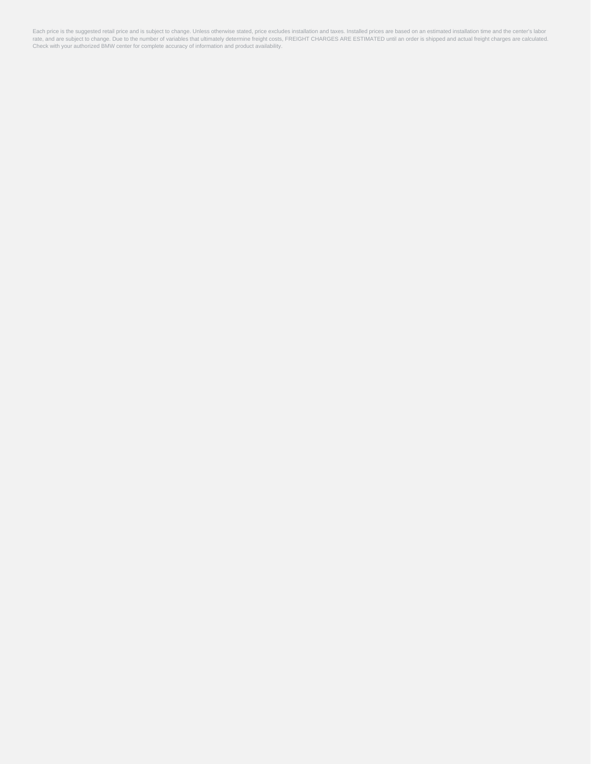Each price is the suggested retail price and is subject to change. Unless otherwise stated, price excludes installation and taxes. Installed prices are based on an estimated installation time and the center's labor rate, and are subject to change. Due to the number of variables that ultimately determine freight costs, FREIGHT CHARGES ARE ESTIMATED until an order is shipped and actual freight charges are calculated. Check with your authorized BMW center for complete accuracy of information and product availability.